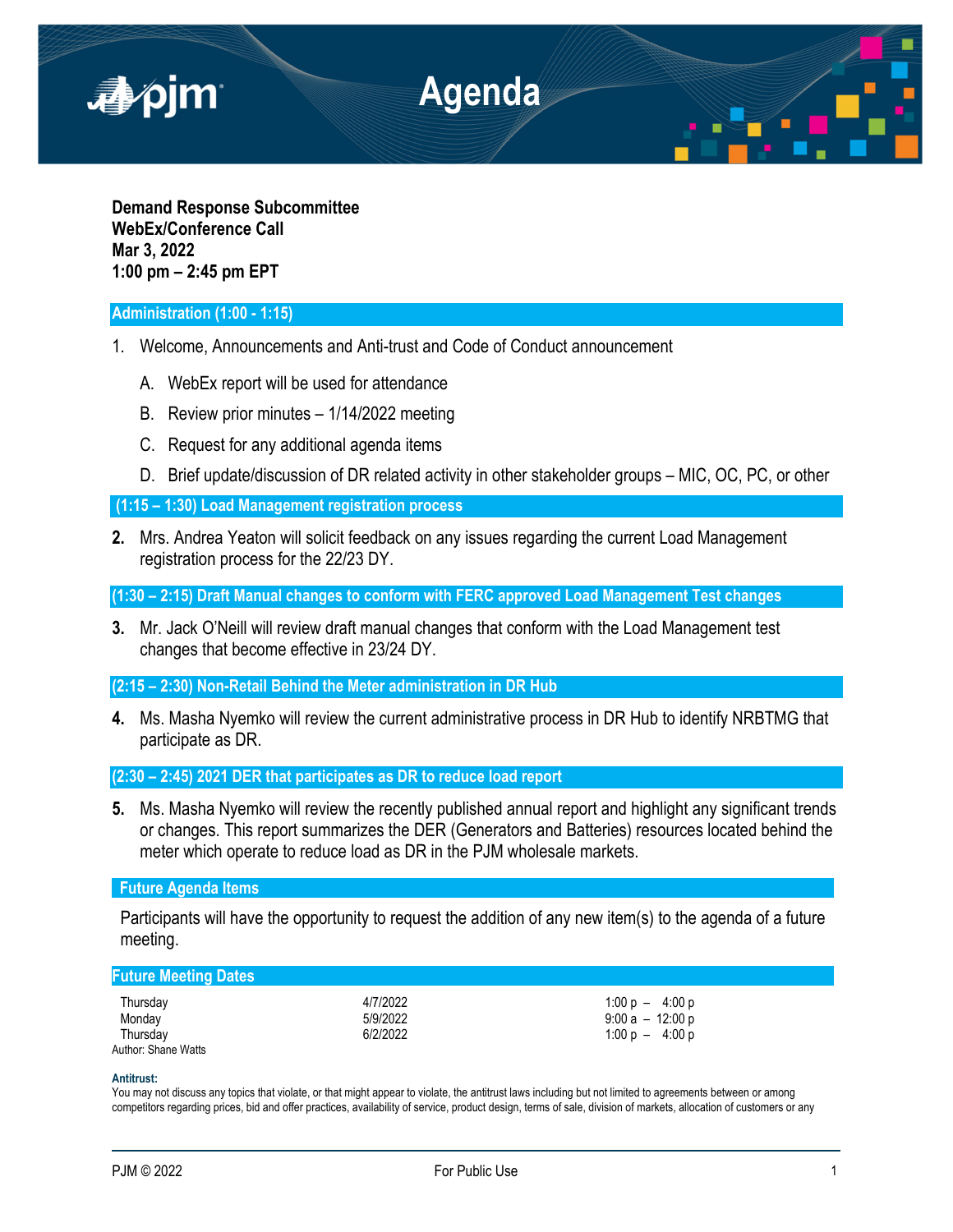# Agenda

**Demand Response Subcommittee**
**WebEx/Conference Call**
**Mar 3, 2022**
**1:00 pm – 2:45 pm EPT**

## Administration (1:00 - 1:15)

1. Welcome, Announcements and Anti-trust and Code of Conduct announcement

   A. WebEx report will be used for attendance

   B. Review prior minutes – 1/14/2022 meeting

   C. Request for any additional agenda items

   D. Brief update/discussion of DR related activity in other stakeholder groups – MIC, OC, PC, or other

## (1:15 – 1:30) Load Management registration process

2. Mrs. Andrea Yeaton will solicit feedback on any issues regarding the current Load Management registration process for the 22/23 DY.

## (1:30 – 2:15) Draft Manual changes to conform with FERC approved Load Management Test changes

3. Mr. Jack O'Neill will review draft manual changes that conform with the Load Management test changes that become effective in 23/24 DY.

## (2:15 – 2:30) Non-Retail Behind the Meter administration in DR Hub

4. Ms. Masha Nyemko will review the current administrative process in DR Hub to identify NRBTMG that participate as DR.

## (2:30 – 2:45) 2021 DER that participates as DR to reduce load report

5. Ms. Masha Nyemko will review the recently published annual report and highlight any significant trends or changes. This report summarizes the DER (Generators and Batteries) resources located behind the meter which operate to reduce load as DR in the PJM wholesale markets.

## Future Agenda Items

Participants will have the opportunity to request the addition of any new item(s) to the agenda of a future meeting.

## Future Meeting Dates

| | | |
|---|---|---|
| Thursday | 4/7/2022 | 1:00 p – 4:00 p |
| Monday | 5/9/2022 | 9:00 a – 12:00 p |
| Thursday | 6/2/2022 | 1:00 p – 4:00 p |

Author: Shane Watts

**Antitrust:**
You may not discuss any topics that violate, or that might appear to violate, the antitrust laws including but not limited to agreements between or among competitors regarding prices, bid and offer practices, availability of service, product design, terms of sale, division of markets, allocation of customers or any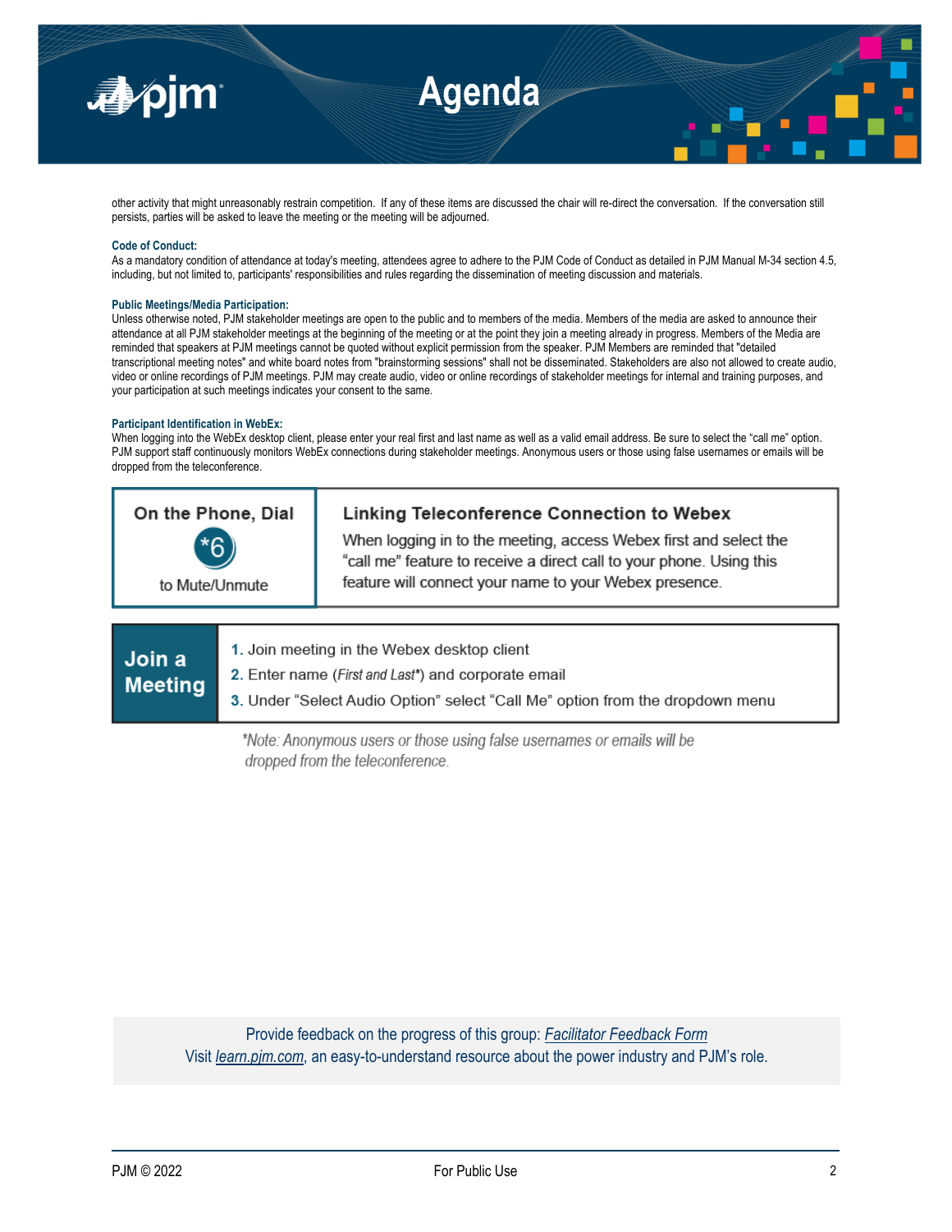other activity that might unreasonably restrain competition. If any of these items are discussed the chair will re-direct the conversation. If the conversation still persists, parties will be asked to leave the meeting or the meeting will be adjourned.

**Code of Conduct:**
As a mandatory condition of attendance at today's meeting, attendees agree to adhere to the PJM Code of Conduct as detailed in PJM Manual M-34 section 4.5, including, but not limited to, participants' responsibilities and rules regarding the dissemination of meeting discussion and materials.

**Public Meetings/Media Participation:**
Unless otherwise noted, PJM stakeholder meetings are open to the public and to members of the media. Members of the media are asked to announce their attendance at all PJM stakeholder meetings at the beginning of the meeting or at the point they join a meeting already in progress. Members of the Media are reminded that speakers at PJM meetings cannot be quoted without explicit permission from the speaker. PJM Members are reminded that "detailed transcriptional meeting notes" and white board notes from "brainstorming sessions" shall not be disseminated. Stakeholders are also not allowed to create audio, video or online recordings of PJM meetings. PJM may create audio, video or online recordings of stakeholder meetings for internal and training purposes, and your participation at such meetings indicates your consent to the same.

**Participant Identification in WebEx:**
When logging into the WebEx desktop client, please enter your real first and last name as well as a valid email address. Be sure to select the "call me" option. PJM support staff continuously monitors WebEx connections during stakeholder meetings. Anonymous users or those using false usernames or emails will be dropped from the teleconference.

| On the Phone, Dial *6 to Mute/Unmute | **Linking Teleconference Connection to Webex** When logging in to the meeting, access Webex first and select the "call me" feature to receive a direct call to your phone. Using this feature will connect your name to your Webex presence. |
|---|---|

**Join a Meeting**

1. Join meeting in the Webex desktop client
2. Enter name (*First and Last\**) and corporate email
3. Under "Select Audio Option" select "Call Me" option from the dropdown menu

*\*Note: Anonymous users or those using false usernames or emails will be dropped from the teleconference.*

Provide feedback on the progress of this group: *Facilitator Feedback Form*
Visit *learn.pjm.com*, an easy-to-understand resource about the power industry and PJM's role.